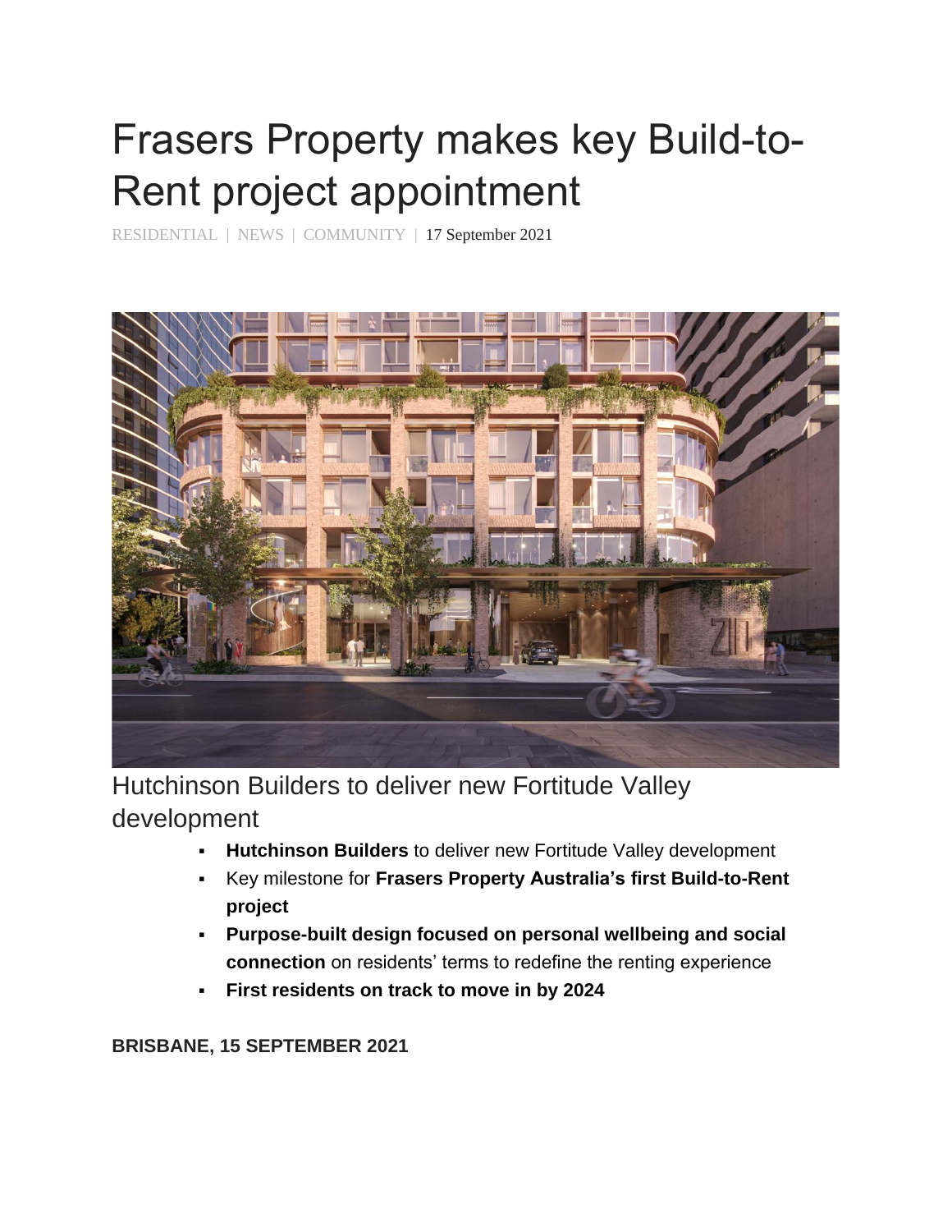# Frasers Property makes key Build-to-Rent project appointment

RESIDENTIAL | NEWS | COMMUNITY | 17 September 2021

## Hutchinson Builders to deliver new Fortitude Valley development

- **Hutchinson Builders** to deliver new Fortitude Valley development
- Key milestone for **Frasers Property Australia's first Build-to-Rent project**
- **Purpose-built design focused on personal wellbeing and social connection** on residents' terms to redefine the renting experience
- **First residents on track to move in by 2024**

**BRISBANE, 15 SEPTEMBER 2021**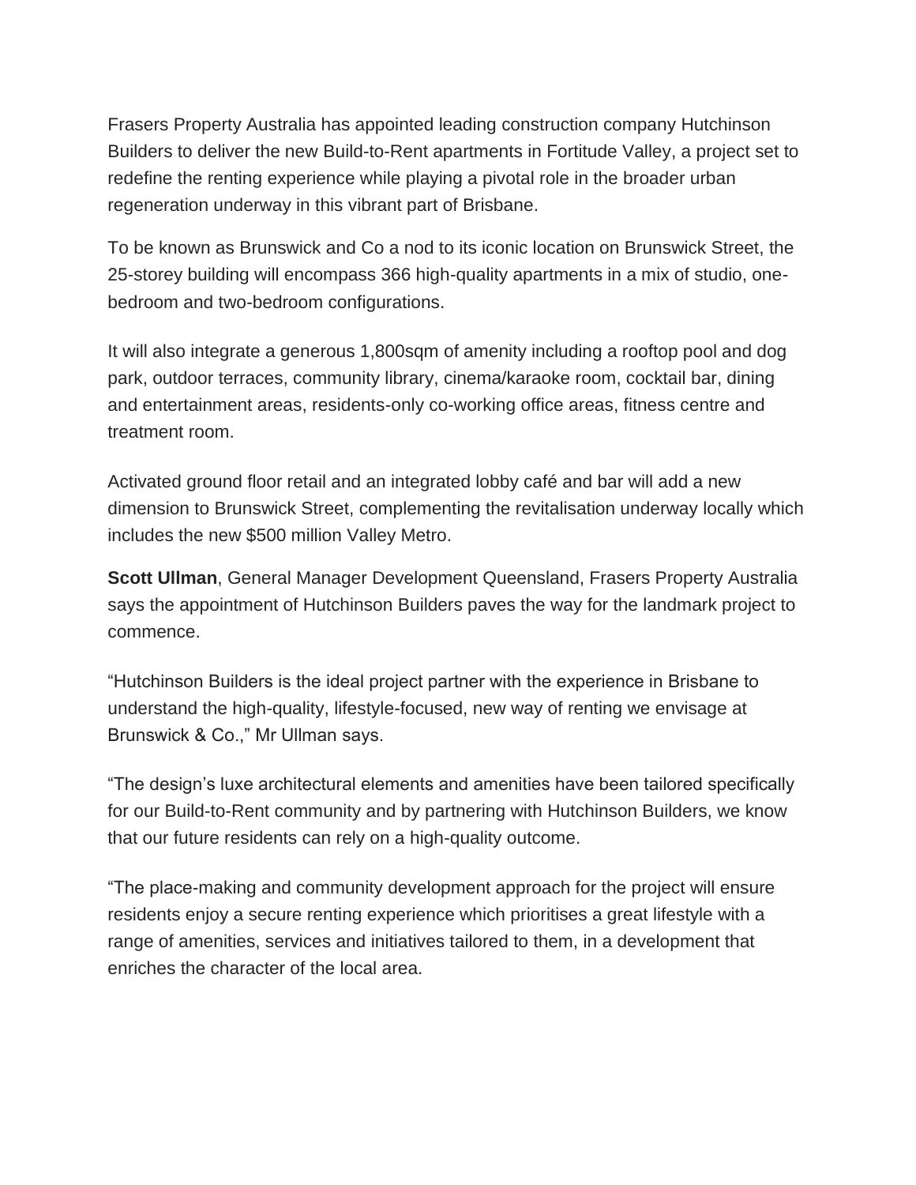Frasers Property Australia has appointed leading construction company Hutchinson Builders to deliver the new Build-to-Rent apartments in Fortitude Valley, a project set to redefine the renting experience while playing a pivotal role in the broader urban regeneration underway in this vibrant part of Brisbane.

To be known as Brunswick and Co a nod to its iconic location on Brunswick Street, the 25-storey building will encompass 366 high-quality apartments in a mix of studio, one-bedroom and two-bedroom configurations.

It will also integrate a generous 1,800sqm of amenity including a rooftop pool and dog park, outdoor terraces, community library, cinema/karaoke room, cocktail bar, dining and entertainment areas, residents-only co-working office areas, fitness centre and treatment room.

Activated ground floor retail and an integrated lobby café and bar will add a new dimension to Brunswick Street, complementing the revitalisation underway locally which includes the new $500 million Valley Metro.

**Scott Ullman**, General Manager Development Queensland, Frasers Property Australia says the appointment of Hutchinson Builders paves the way for the landmark project to commence.

“Hutchinson Builders is the ideal project partner with the experience in Brisbane to understand the high-quality, lifestyle-focused, new way of renting we envisage at Brunswick & Co.,” Mr Ullman says.

“The design’s luxe architectural elements and amenities have been tailored specifically for our Build-to-Rent community and by partnering with Hutchinson Builders, we know that our future residents can rely on a high-quality outcome.

“The place-making and community development approach for the project will ensure residents enjoy a secure renting experience which prioritises a great lifestyle with a range of amenities, services and initiatives tailored to them, in a development that enriches the character of the local area.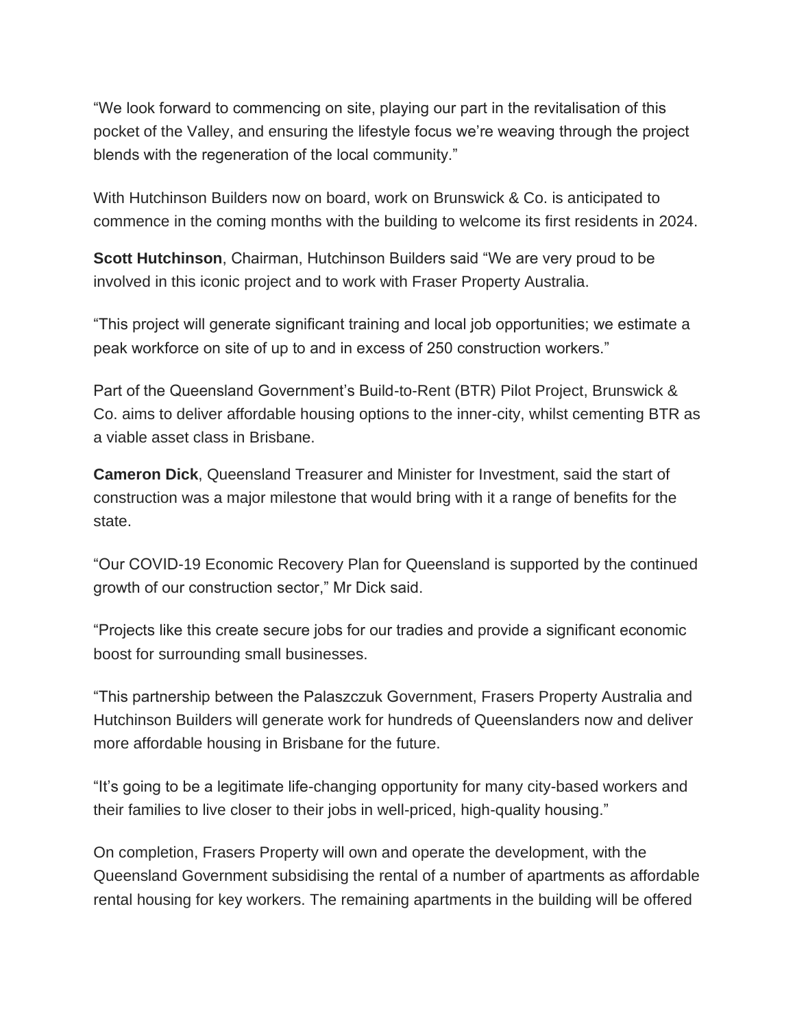"We look forward to commencing on site, playing our part in the revitalisation of this pocket of the Valley, and ensuring the lifestyle focus we're weaving through the project blends with the regeneration of the local community."

With Hutchinson Builders now on board, work on Brunswick & Co. is anticipated to commence in the coming months with the building to welcome its first residents in 2024.

**Scott Hutchinson**, Chairman, Hutchinson Builders said "We are very proud to be involved in this iconic project and to work with Fraser Property Australia.

"This project will generate significant training and local job opportunities; we estimate a peak workforce on site of up to and in excess of 250 construction workers."

Part of the Queensland Government's Build-to-Rent (BTR) Pilot Project, Brunswick & Co. aims to deliver affordable housing options to the inner-city, whilst cementing BTR as a viable asset class in Brisbane.

**Cameron Dick**, Queensland Treasurer and Minister for Investment, said the start of construction was a major milestone that would bring with it a range of benefits for the state.

"Our COVID-19 Economic Recovery Plan for Queensland is supported by the continued growth of our construction sector," Mr Dick said.

"Projects like this create secure jobs for our tradies and provide a significant economic boost for surrounding small businesses.

"This partnership between the Palaszczuk Government, Frasers Property Australia and Hutchinson Builders will generate work for hundreds of Queenslanders now and deliver more affordable housing in Brisbane for the future.

"It's going to be a legitimate life-changing opportunity for many city-based workers and their families to live closer to their jobs in well-priced, high-quality housing."

On completion, Frasers Property will own and operate the development, with the Queensland Government subsidising the rental of a number of apartments as affordable rental housing for key workers. The remaining apartments in the building will be offered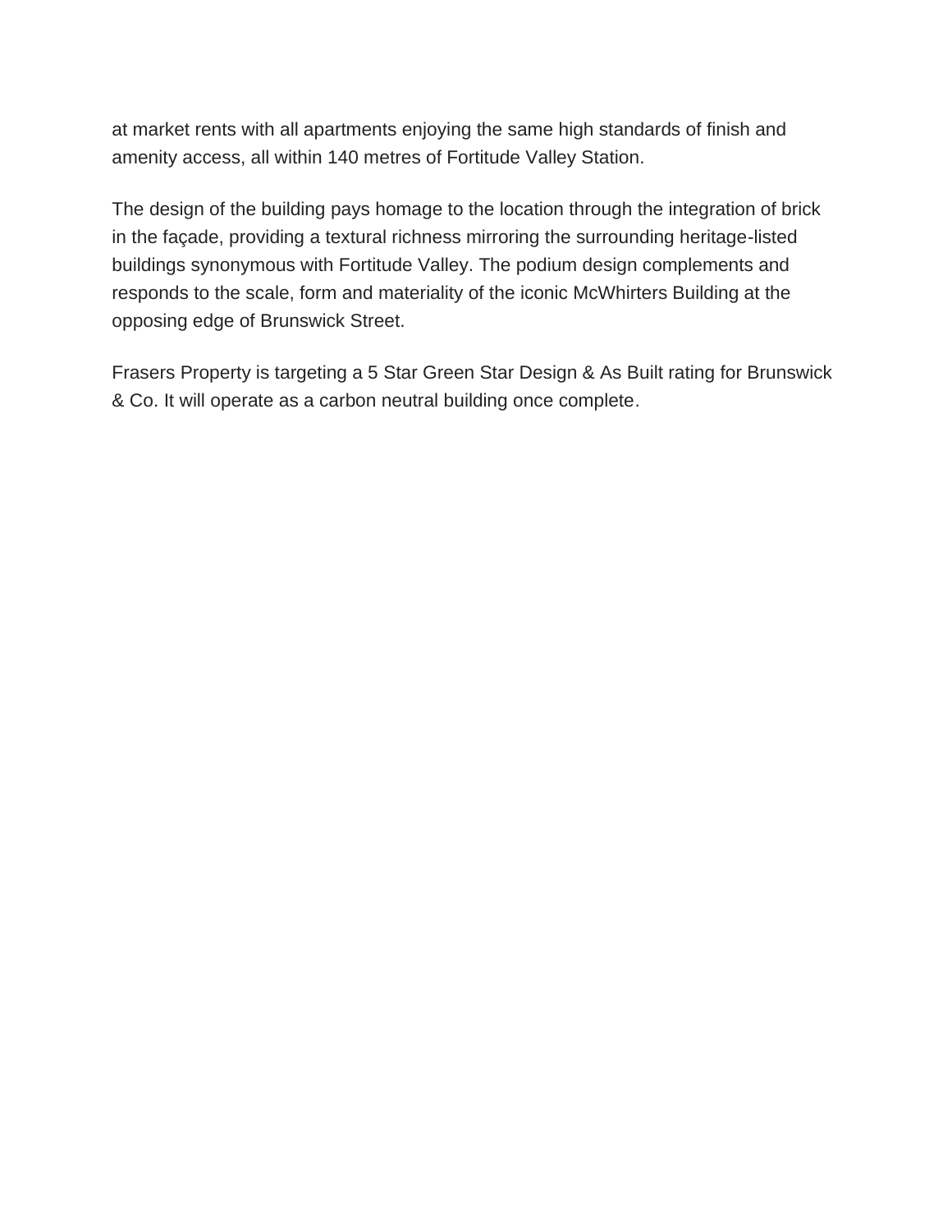at market rents with all apartments enjoying the same high standards of finish and amenity access, all within 140 metres of Fortitude Valley Station.

The design of the building pays homage to the location through the integration of brick in the façade, providing a textural richness mirroring the surrounding heritage-listed buildings synonymous with Fortitude Valley. The podium design complements and responds to the scale, form and materiality of the iconic McWhirters Building at the opposing edge of Brunswick Street.

Frasers Property is targeting a 5 Star Green Star Design & As Built rating for Brunswick & Co. It will operate as a carbon neutral building once complete.